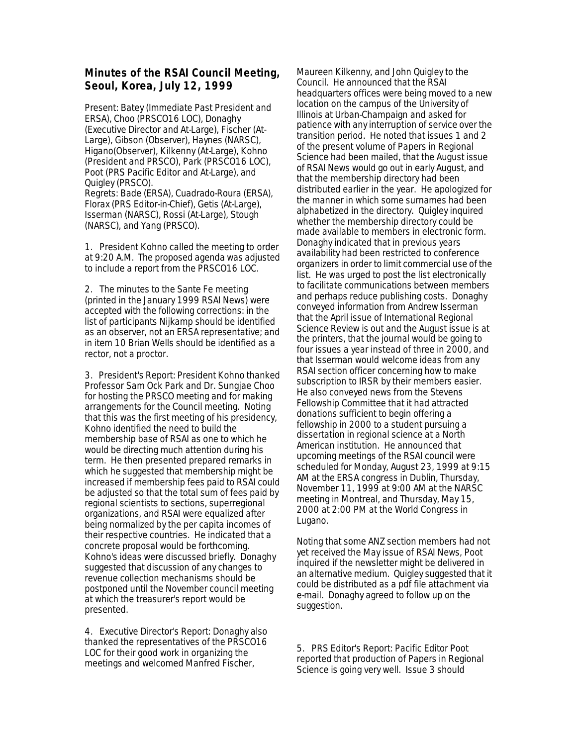## Minutes of the RSAI Council Meeting, Seoul, Korea, July 12, 1999

Present: Batey (Immediate Past President and ERSA), Choo (PRSCO16 LOC), Donaghy (Executive Director and At-Large), Fischer (At-Large), Gibson (Observer), Haynes (NARSC), Higano(Observer), Kilkenny (At-Large), Kohno (President and PRSCO), Park (PRSCO16 LOC), Poot (PRS Pacific Editor and At-Large), and Quigley (PRSCO).
Regrets: Bade (ERSA), Cuadrado-Roura (ERSA), Florax (PRS Editor-in-Chief), Getis (At-Large), Isserman (NARSC), Rossi (At-Large), Stough (NARSC), and Yang (PRSCO).

1. President Kohno called the meeting to order at 9:20 A.M. The proposed agenda was adjusted to include a report from the PRSCO16 LOC.

2. The minutes to the Sante Fe meeting (printed in the January 1999 RSAI News) were accepted with the following corrections: in the list of participants Nijkamp should be identified as an observer, not an ERSA representative; and in item 10 Brian Wells should be identified as a rector, not a proctor.

3. President's Report: President Kohno thanked Professor Sam Ock Park and Dr. Sungjae Choo for hosting the PRSCO meeting and for making arrangements for the Council meeting. Noting that this was the first meeting of his presidency, Kohno identified the need to build the membership base of RSAI as one to which he would be directing much attention during his term. He then presented prepared remarks in which he suggested that membership might be increased if membership fees paid to RSAI could be adjusted so that the total sum of fees paid by regional scientists to sections, superregional organizations, and RSAI were equalized after being normalized by the per capita incomes of their respective countries. He indicated that a concrete proposal would be forthcoming. Kohno's ideas were discussed briefly. Donaghy suggested that discussion of any changes to revenue collection mechanisms should be postponed until the November council meeting at which the treasurer's report would be presented.

4. Executive Director's Report: Donaghy also thanked the representatives of the PRSCO16 LOC for their good work in organizing the meetings and welcomed Manfred Fischer, Maureen Kilkenny, and John Quigley to the Council. He announced that the RSAI headquarters offices were being moved to a new location on the campus of the University of Illinois at Urban-Champaign and asked for patience with any interruption of service over the transition period. He noted that issues 1 and 2 of the present volume of Papers in Regional Science had been mailed, that the August issue of RSAI News would go out in early August, and that the membership directory had been distributed earlier in the year. He apologized for the manner in which some surnames had been alphabetized in the directory. Quigley inquired whether the membership directory could be made available to members in electronic form. Donaghy indicated that in previous years availability had been restricted to conference organizers in order to limit commercial use of the list. He was urged to post the list electronically to facilitate communications between members and perhaps reduce publishing costs. Donaghy conveyed information from Andrew Isserman that the April issue of International Regional Science Review is out and the August issue is at the printers, that the journal would be going to four issues a year instead of three in 2000, and that Isserman would welcome ideas from any RSAI section officer concerning how to make subscription to IRSR by their members easier. He also conveyed news from the Stevens Fellowship Committee that it had attracted donations sufficient to begin offering a fellowship in 2000 to a student pursuing a dissertation in regional science at a North American institution. He announced that upcoming meetings of the RSAI council were scheduled for Monday, August 23, 1999 at 9:15 AM at the ERSA congress in Dublin, Thursday, November 11, 1999 at 9:00 AM at the NARSC meeting in Montreal, and Thursday, May 15, 2000 at 2:00 PM at the World Congress in Lugano.

Noting that some ANZ section members had not yet received the May issue of RSAI News, Poot inquired if the newsletter might be delivered in an alternative medium. Quigley suggested that it could be distributed as a pdf file attachment via e-mail. Donaghy agreed to follow up on the suggestion.

5. PRS Editor's Report: Pacific Editor Poot reported that production of Papers in Regional Science is going very well. Issue 3 should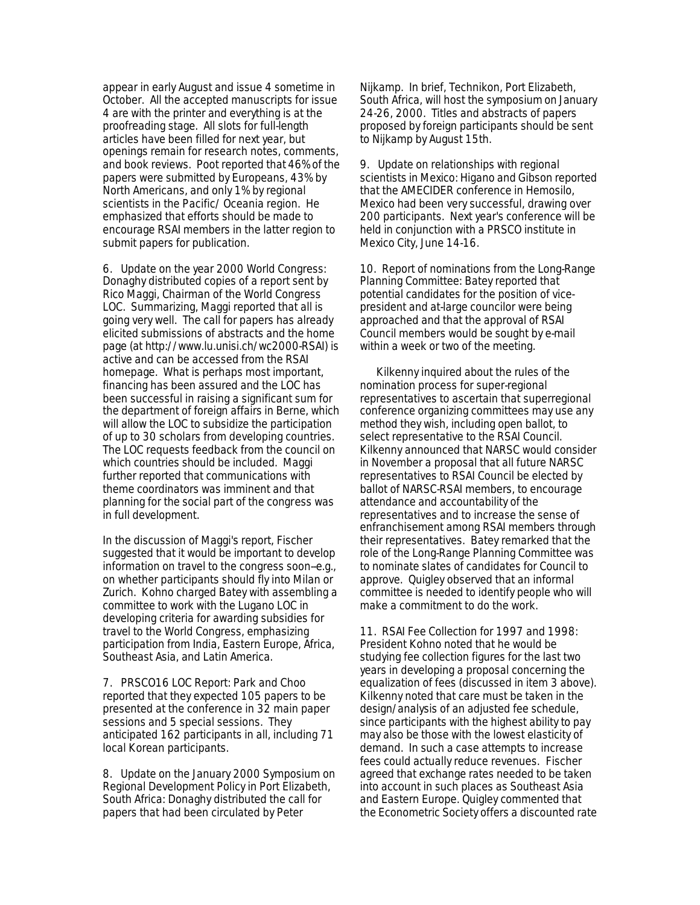appear in early August and issue 4 sometime in October. All the accepted manuscripts for issue 4 are with the printer and everything is at the proofreading stage. All slots for full-length articles have been filled for next year, but openings remain for research notes, comments, and book reviews. Poot reported that 46% of the papers were submitted by Europeans, 43% by North Americans, and only 1% by regional scientists in the Pacific/ Oceania region. He emphasized that efforts should be made to encourage RSAI members in the latter region to submit papers for publication.

6. Update on the year 2000 World Congress: Donaghy distributed copies of a report sent by Rico Maggi, Chairman of the World Congress LOC. Summarizing, Maggi reported that all is going very well. The call for papers has already elicited submissions of abstracts and the home page (at http://www.lu.unisi.ch/wc2000-RSAI) is active and can be accessed from the RSAI homepage. What is perhaps most important, financing has been assured and the LOC has been successful in raising a significant sum for the department of foreign affairs in Berne, which will allow the LOC to subsidize the participation of up to 30 scholars from developing countries. The LOC requests feedback from the council on which countries should be included. Maggi further reported that communications with theme coordinators was imminent and that planning for the social part of the congress was in full development.

In the discussion of Maggi's report, Fischer suggested that it would be important to develop information on travel to the congress soon--e.g., on whether participants should fly into Milan or Zurich. Kohno charged Batey with assembling a committee to work with the Lugano LOC in developing criteria for awarding subsidies for travel to the World Congress, emphasizing participation from India, Eastern Europe, Africa, Southeast Asia, and Latin America.

7. PRSCO16 LOC Report: Park and Choo reported that they expected 105 papers to be presented at the conference in 32 main paper sessions and 5 special sessions. They anticipated 162 participants in all, including 71 local Korean participants.

8. Update on the January 2000 Symposium on Regional Development Policy in Port Elizabeth, South Africa: Donaghy distributed the call for papers that had been circulated by Peter Nijkamp. In brief, Technikon, Port Elizabeth, South Africa, will host the symposium on January 24-26, 2000. Titles and abstracts of papers proposed by foreign participants should be sent to Nijkamp by August 15th.

9. Update on relationships with regional scientists in Mexico: Higano and Gibson reported that the AMECIDER conference in Hemosilo, Mexico had been very successful, drawing over 200 participants. Next year's conference will be held in conjunction with a PRSCO institute in Mexico City, June 14-16.

10. Report of nominations from the Long-Range Planning Committee: Batey reported that potential candidates for the position of vice-president and at-large councilor were being approached and that the approval of RSAI Council members would be sought by e-mail within a week or two of the meeting.

Kilkenny inquired about the rules of the nomination process for super-regional representatives to ascertain that superregional conference organizing committees may use any method they wish, including open ballot, to select representative to the RSAI Council. Kilkenny announced that NARSC would consider in November a proposal that all future NARSC representatives to RSAI Council be elected by ballot of NARSC-RSAI members, to encourage attendance and accountability of the representatives and to increase the sense of enfranchisement among RSAI members through their representatives. Batey remarked that the role of the Long-Range Planning Committee was to nominate slates of candidates for Council to approve. Quigley observed that an informal committee is needed to identify people who will make a commitment to do the work.

11. RSAI Fee Collection for 1997 and 1998: President Kohno noted that he would be studying fee collection figures for the last two years in developing a proposal concerning the equalization of fees (discussed in item 3 above). Kilkenny noted that care must be taken in the design/analysis of an adjusted fee schedule, since participants with the highest ability to pay may also be those with the lowest elasticity of demand. In such a case attempts to increase fees could actually reduce revenues. Fischer agreed that exchange rates needed to be taken into account in such places as Southeast Asia and Eastern Europe. Quigley commented that the Econometric Society offers a discounted rate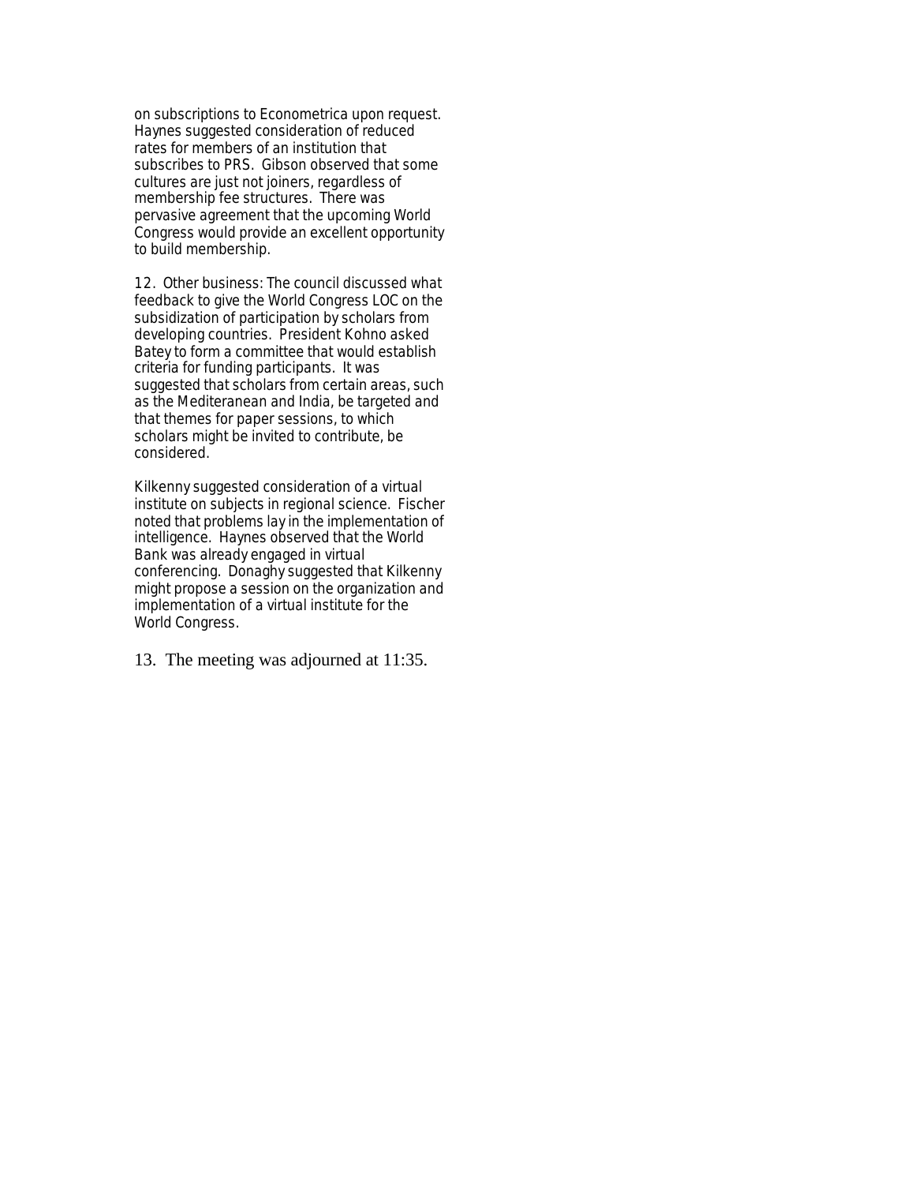on subscriptions to Econometrica upon request. Haynes suggested consideration of reduced rates for members of an institution that subscribes to PRS. Gibson observed that some cultures are just not joiners, regardless of membership fee structures. There was pervasive agreement that the upcoming World Congress would provide an excellent opportunity to build membership.

12. Other business: The council discussed what feedback to give the World Congress LOC on the subsidization of participation by scholars from developing countries. President Kohno asked Batey to form a committee that would establish criteria for funding participants. It was suggested that scholars from certain areas, such as the Mediteranean and India, be targeted and that themes for paper sessions, to which scholars might be invited to contribute, be considered.

Kilkenny suggested consideration of a virtual institute on subjects in regional science. Fischer noted that problems lay in the implementation of intelligence. Haynes observed that the World Bank was already engaged in virtual conferencing. Donaghy suggested that Kilkenny might propose a session on the organization and implementation of a virtual institute for the World Congress.

13. The meeting was adjourned at 11:35.